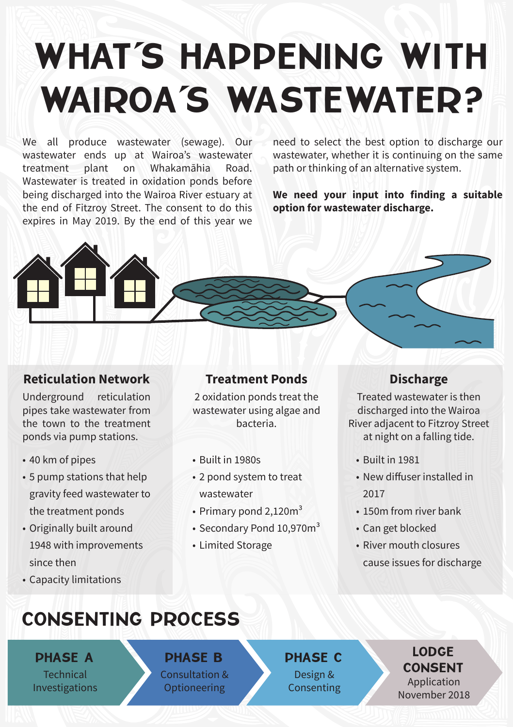# WHAT'S HAPPENING WITH WAIROA'S WASTEWATER?

We all produce wastewater (sewage). Our wastewater ends up at Wairoa's wastewater treatment plant on Whakamāhia Road. Wastewater is treated in oxidation ponds before being discharged into the Wairoa River estuary at the end of Fitzroy Street. The consent to do this expires in May 2019. By the end of this year we need to select the best option to discharge our wastewater, whether it is continuing on the same path or thinking of an alternative system.

**We need your input into finding a suitable option for wastewater discharge.**

### Reticulation Network

Underground reticulation pipes take wastewater from the town to the treatment ponds via pump stations.

- 40 km of pipes
- 5 pump stations that help gravity feed wastewater to the treatment ponds
- Originally built around 1948 with improvements since then
- Capacity limitations

### Treatment Ponds

2 oxidation ponds treat the wastewater using algae and bacteria.

- Built in 1980s
- 2 pond system to treat wastewater
- Primary pond 2,120m$^3$
- Secondary Pond 10,970m$^3$
- Limited Storage

### Discharge

Treated wastewater is then discharged into the Wairoa River adjacent to Fitzroy Street at night on a falling tide.

- Built in 1981
- New diffuser installed in 2017
- 150m from river bank
- Can get blocked
- River mouth closures cause issues for discharge

## CONSENTING PROCESS

**PHASE A**
Technical Investigations

**PHASE B**
Consultation & Optioneering

**PHASE C**
Design & Consenting

**LODGE CONSENT**
Application November 2018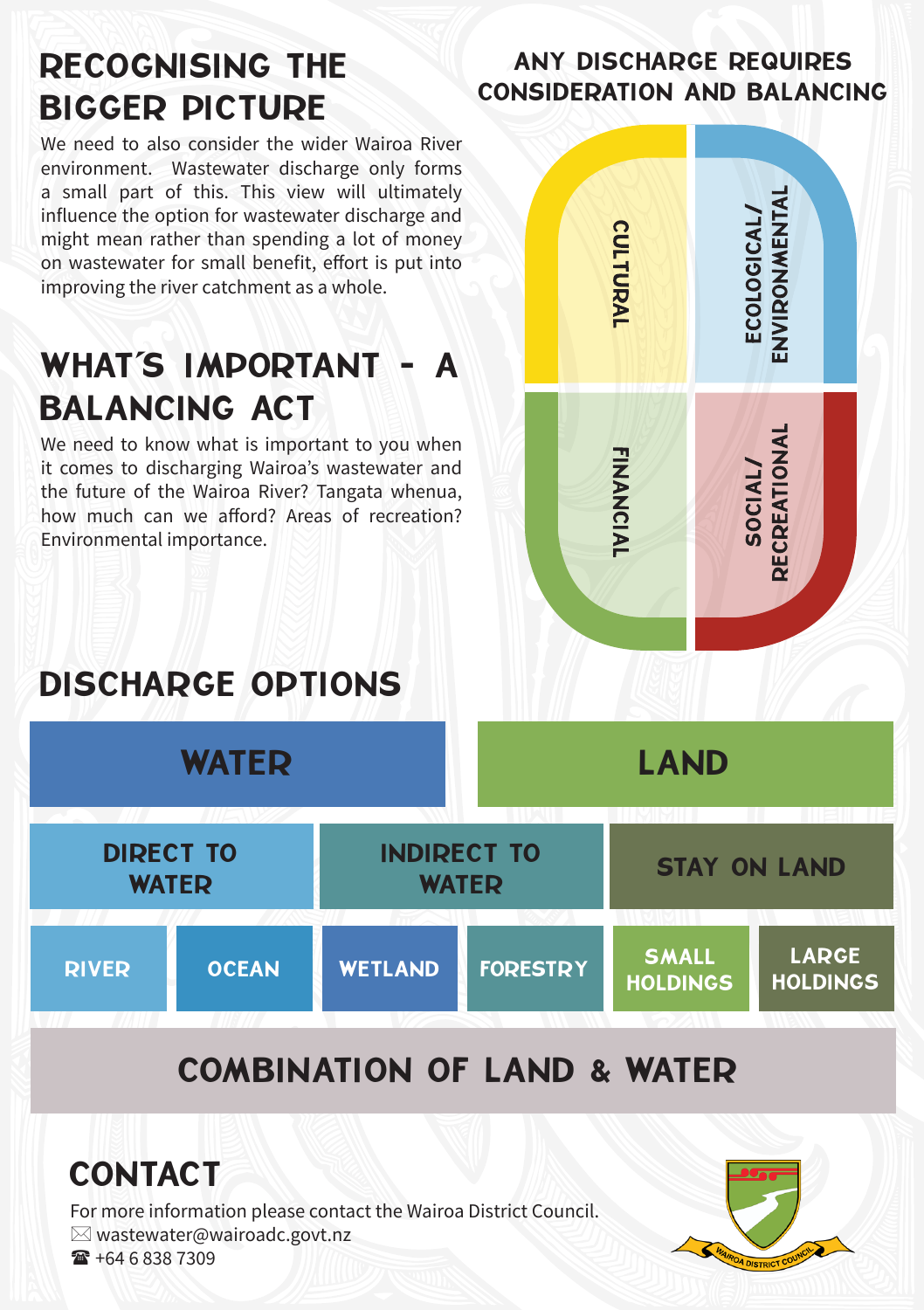## RECOGNISING THE BIGGER PICTURE

We need to also consider the wider Wairoa River environment. Wastewater discharge only forms a small part of this. This view will ultimately influence the option for wastewater discharge and might mean rather than spending a lot of money on wastewater for small benefit, effort is put into improving the river catchment as a whole.

## WHAT´S IMPORTANT - A BALANCING ACT

We need to know what is important to you when it comes to discharging Wairoa's wastewater and the future of the Wairoa River? Tangata whenua, how much can we afford? Areas of recreation? Environmental importance.

## ANY DISCHARGE REQUIRES CONSIDERATION AND BALANCING

CULTURAL

ECOLOGICAL/ ENVIRONMENTAL

FINANCIAL

SOCIAL/ RECREATIONAL

## DISCHARGE OPTIONS

| | | | | | |
|---|---|---|---|---|---|
| WATER | | | | LAND | |
| DIRECT TO WATER | | INDIRECT TO WATER | | STAY ON LAND | |
| RIVER | OCEAN | WETLAND | FORESTRY | SMALL HOLDINGS | LARGE HOLDINGS |

COMBINATION OF LAND & WATER

## CONTACT

For more information please contact the Wairoa District Council.

✉ wastewater@wairoadc.govt.nz

☎ +64 6 838 7309

WAIROA DISTRICT COUNCIL